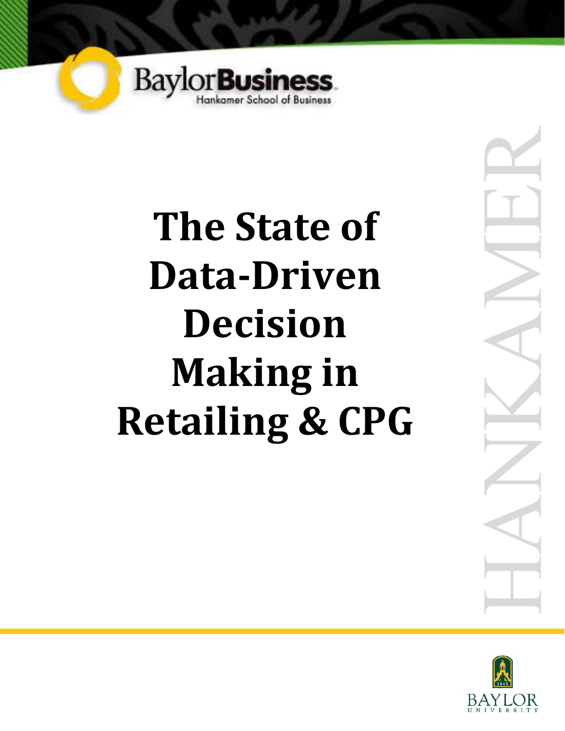BaylorBusiness
Hankamer School of Business

# The State of Data-Driven Decision Making in Retailing & CPG

HANKAMER

BAYLOR UNIVERSITY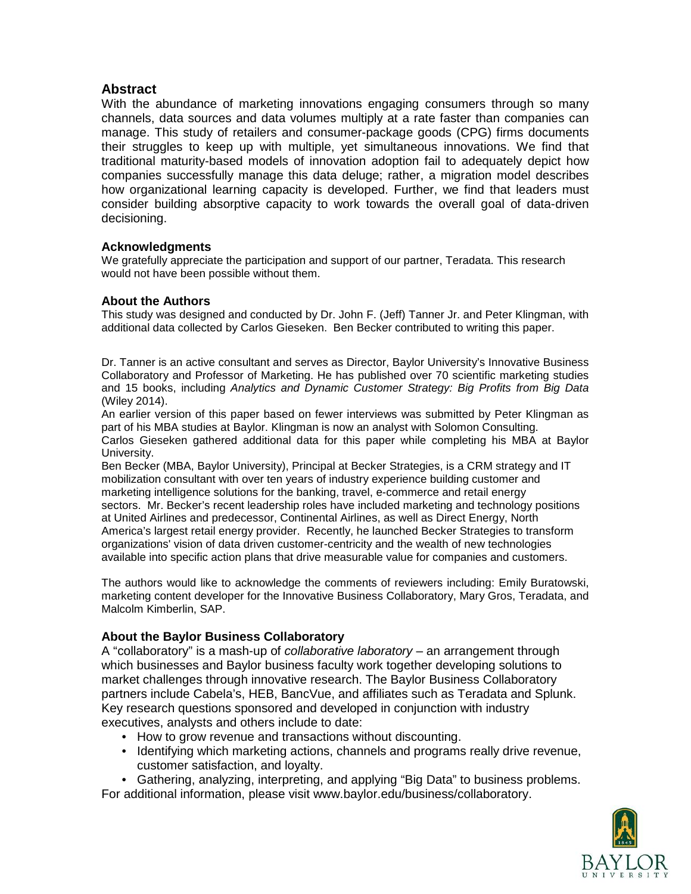## Abstract

With the abundance of marketing innovations engaging consumers through so many channels, data sources and data volumes multiply at a rate faster than companies can manage. This study of retailers and consumer-package goods (CPG) firms documents their struggles to keep up with multiple, yet simultaneous innovations. We find that traditional maturity-based models of innovation adoption fail to adequately depict how companies successfully manage this data deluge; rather, a migration model describes how organizational learning capacity is developed. Further, we find that leaders must consider building absorptive capacity to work towards the overall goal of data-driven decisioning.

### Acknowledgments

We gratefully appreciate the participation and support of our partner, Teradata. This research would not have been possible without them.

### About the Authors

This study was designed and conducted by Dr. John F. (Jeff) Tanner Jr. and Peter Klingman, with additional data collected by Carlos Gieseken. Ben Becker contributed to writing this paper.

Dr. Tanner is an active consultant and serves as Director, Baylor University's Innovative Business Collaboratory and Professor of Marketing. He has published over 70 scientific marketing studies and 15 books, including *Analytics and Dynamic Customer Strategy: Big Profits from Big Data* (Wiley 2014).

An earlier version of this paper based on fewer interviews was submitted by Peter Klingman as part of his MBA studies at Baylor. Klingman is now an analyst with Solomon Consulting.

Carlos Gieseken gathered additional data for this paper while completing his MBA at Baylor University.

Ben Becker (MBA, Baylor University), Principal at Becker Strategies, is a CRM strategy and IT mobilization consultant with over ten years of industry experience building customer and marketing intelligence solutions for the banking, travel, e-commerce and retail energy sectors. Mr. Becker's recent leadership roles have included marketing and technology positions at United Airlines and predecessor, Continental Airlines, as well as Direct Energy, North America's largest retail energy provider. Recently, he launched Becker Strategies to transform organizations' vision of data driven customer-centricity and the wealth of new technologies available into specific action plans that drive measurable value for companies and customers.

The authors would like to acknowledge the comments of reviewers including: Emily Buratowski, marketing content developer for the Innovative Business Collaboratory, Mary Gros, Teradata, and Malcolm Kimberlin, SAP.

### About the Baylor Business Collaboratory

A "collaboratory" is a mash-up of *collaborative laboratory* – an arrangement through which businesses and Baylor business faculty work together developing solutions to market challenges through innovative research. The Baylor Business Collaboratory partners include Cabela's, HEB, BancVue, and affiliates such as Teradata and Splunk. Key research questions sponsored and developed in conjunction with industry executives, analysts and others include to date:

- How to grow revenue and transactions without discounting.
- Identifying which marketing actions, channels and programs really drive revenue, customer satisfaction, and loyalty.
- Gathering, analyzing, interpreting, and applying "Big Data" to business problems.

For additional information, please visit www.baylor.edu/business/collaboratory.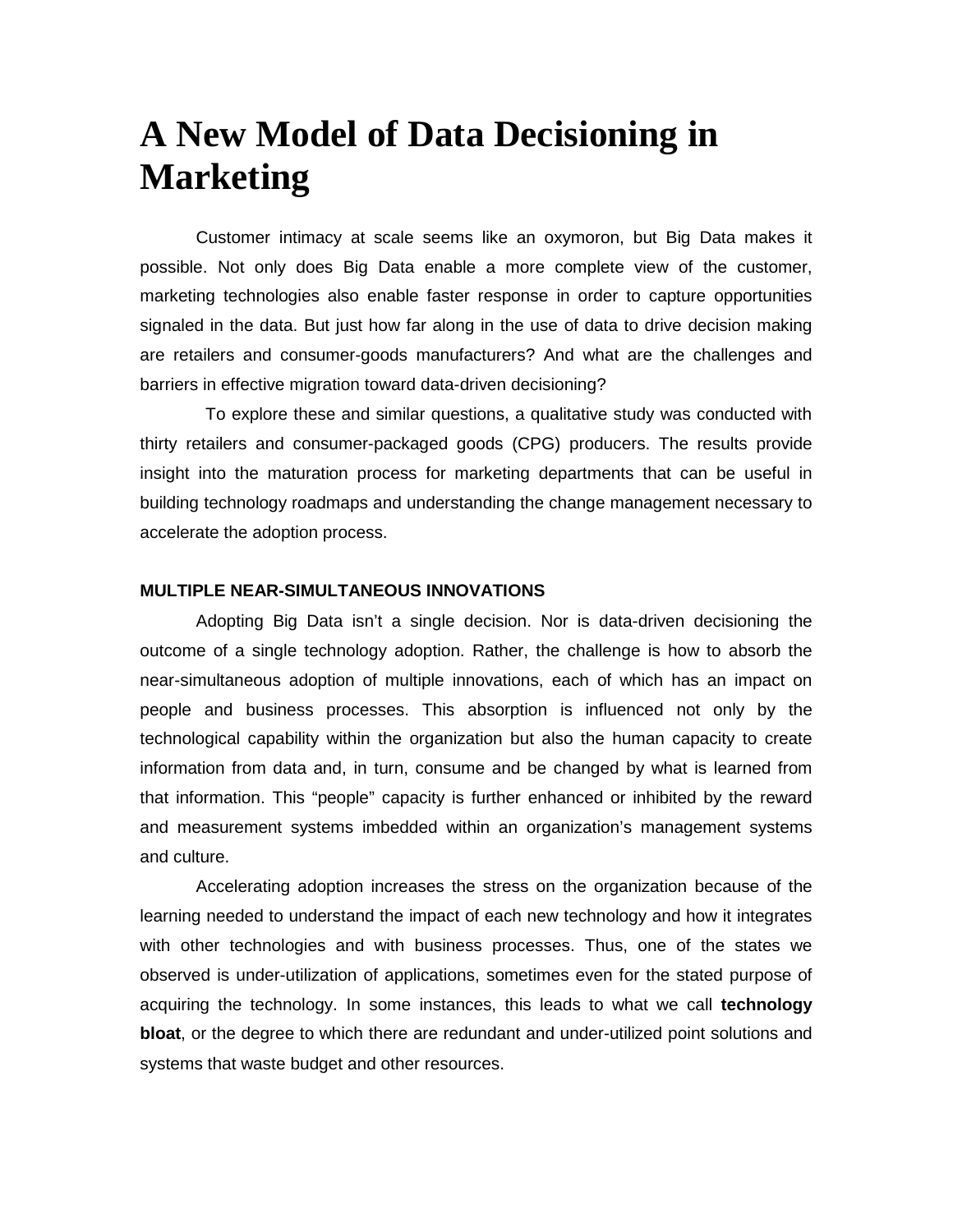# A New Model of Data Decisioning in Marketing

Customer intimacy at scale seems like an oxymoron, but Big Data makes it possible. Not only does Big Data enable a more complete view of the customer, marketing technologies also enable faster response in order to capture opportunities signaled in the data. But just how far along in the use of data to drive decision making are retailers and consumer-goods manufacturers? And what are the challenges and barriers in effective migration toward data-driven decisioning?

To explore these and similar questions, a qualitative study was conducted with thirty retailers and consumer-packaged goods (CPG) producers. The results provide insight into the maturation process for marketing departments that can be useful in building technology roadmaps and understanding the change management necessary to accelerate the adoption process.

### MULTIPLE NEAR-SIMULTANEOUS INNOVATIONS

Adopting Big Data isn't a single decision. Nor is data-driven decisioning the outcome of a single technology adoption. Rather, the challenge is how to absorb the near-simultaneous adoption of multiple innovations, each of which has an impact on people and business processes. This absorption is influenced not only by the technological capability within the organization but also the human capacity to create information from data and, in turn, consume and be changed by what is learned from that information. This "people" capacity is further enhanced or inhibited by the reward and measurement systems imbedded within an organization's management systems and culture.

Accelerating adoption increases the stress on the organization because of the learning needed to understand the impact of each new technology and how it integrates with other technologies and with business processes. Thus, one of the states we observed is under-utilization of applications, sometimes even for the stated purpose of acquiring the technology. In some instances, this leads to what we call **technology bloat**, or the degree to which there are redundant and under-utilized point solutions and systems that waste budget and other resources.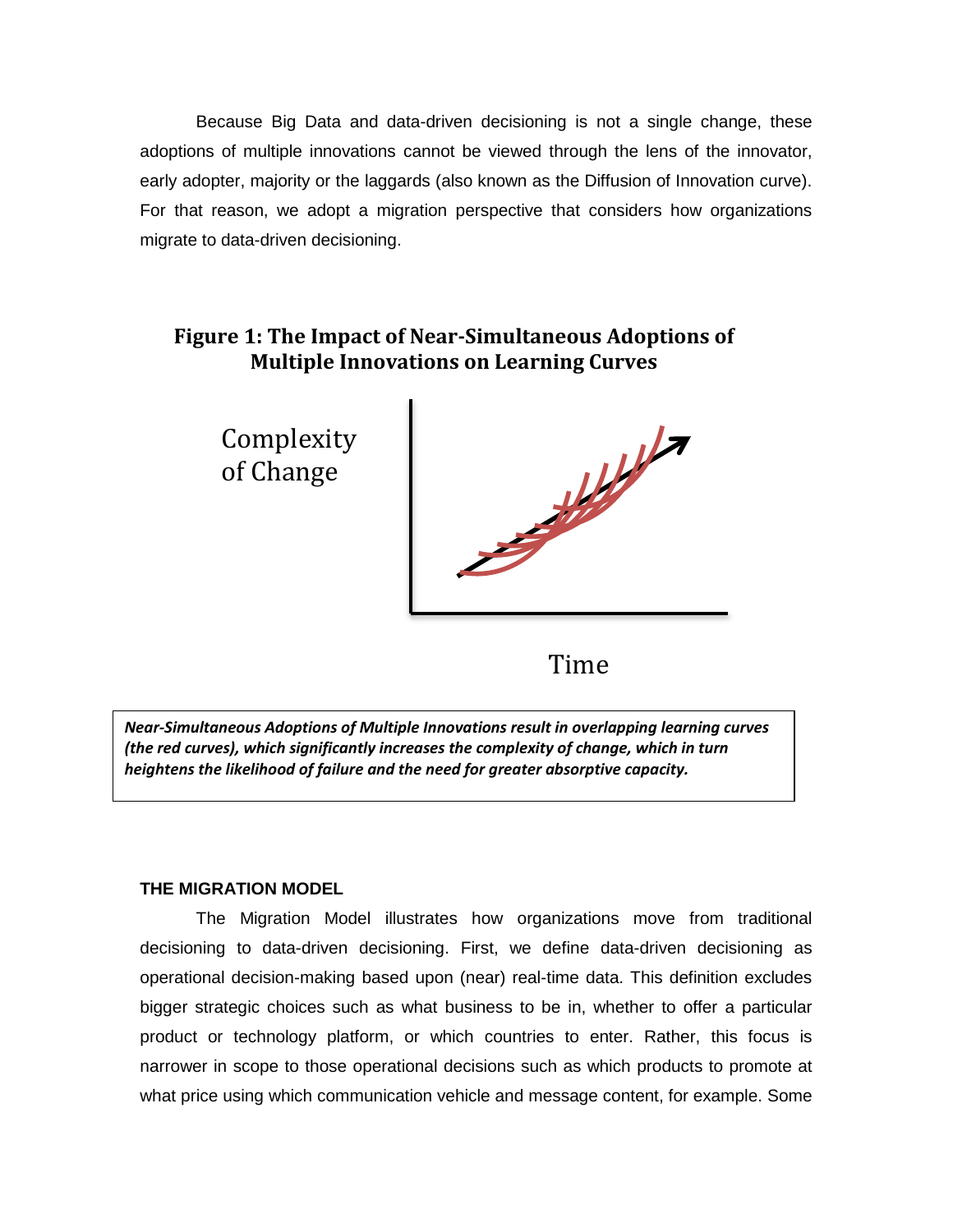Because Big Data and data-driven decisioning is not a single change, these adoptions of multiple innovations cannot be viewed through the lens of the innovator, early adopter, majority or the laggards (also known as the Diffusion of Innovation curve). For that reason, we adopt a migration perspective that considers how organizations migrate to data-driven decisioning.

**Figure 1: The Impact of Near-Simultaneous Adoptions of Multiple Innovations on Learning Curves**

Complexity of Change

Time

***Near-Simultaneous Adoptions of Multiple Innovations result in overlapping learning curves (the red curves), which significantly increases the complexity of change, which in turn heightens the likelihood of failure and the need for greater absorptive capacity.***

### THE MIGRATION MODEL

The Migration Model illustrates how organizations move from traditional decisioning to data-driven decisioning. First, we define data-driven decisioning as operational decision-making based upon (near) real-time data. This definition excludes bigger strategic choices such as what business to be in, whether to offer a particular product or technology platform, or which countries to enter. Rather, this focus is narrower in scope to those operational decisions such as which products to promote at what price using which communication vehicle and message content, for example. Some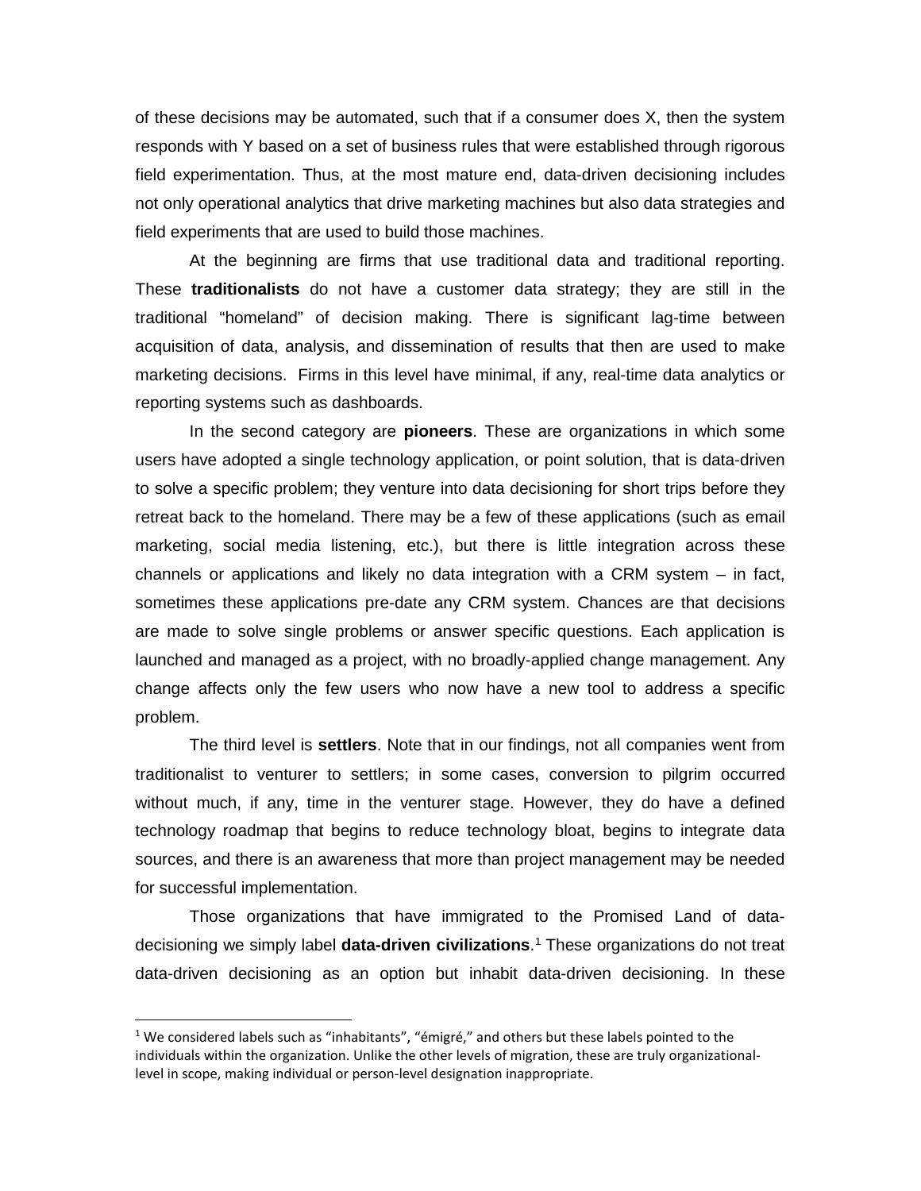of these decisions may be automated, such that if a consumer does X, then the system responds with Y based on a set of business rules that were established through rigorous field experimentation. Thus, at the most mature end, data-driven decisioning includes not only operational analytics that drive marketing machines but also data strategies and field experiments that are used to build those machines.

At the beginning are firms that use traditional data and traditional reporting. These **traditionalists** do not have a customer data strategy; they are still in the traditional "homeland" of decision making. There is significant lag-time between acquisition of data, analysis, and dissemination of results that then are used to make marketing decisions. Firms in this level have minimal, if any, real-time data analytics or reporting systems such as dashboards.

In the second category are **pioneers**. These are organizations in which some users have adopted a single technology application, or point solution, that is data-driven to solve a specific problem; they venture into data decisioning for short trips before they retreat back to the homeland. There may be a few of these applications (such as email marketing, social media listening, etc.), but there is little integration across these channels or applications and likely no data integration with a CRM system – in fact, sometimes these applications pre-date any CRM system. Chances are that decisions are made to solve single problems or answer specific questions. Each application is launched and managed as a project, with no broadly-applied change management. Any change affects only the few users who now have a new tool to address a specific problem.

The third level is **settlers**. Note that in our findings, not all companies went from traditionalist to venturer to settlers; in some cases, conversion to pilgrim occurred without much, if any, time in the venturer stage. However, they do have a defined technology roadmap that begins to reduce technology bloat, begins to integrate data sources, and there is an awareness that more than project management may be needed for successful implementation.

Those organizations that have immigrated to the Promised Land of data-decisioning we simply label **data-driven civilizations**.[1] These organizations do not treat data-driven decisioning as an option but inhabit data-driven decisioning. In these

[1] We considered labels such as "inhabitants", "émigré," and others but these labels pointed to the individuals within the organization. Unlike the other levels of migration, these are truly organizational-level in scope, making individual or person-level designation inappropriate.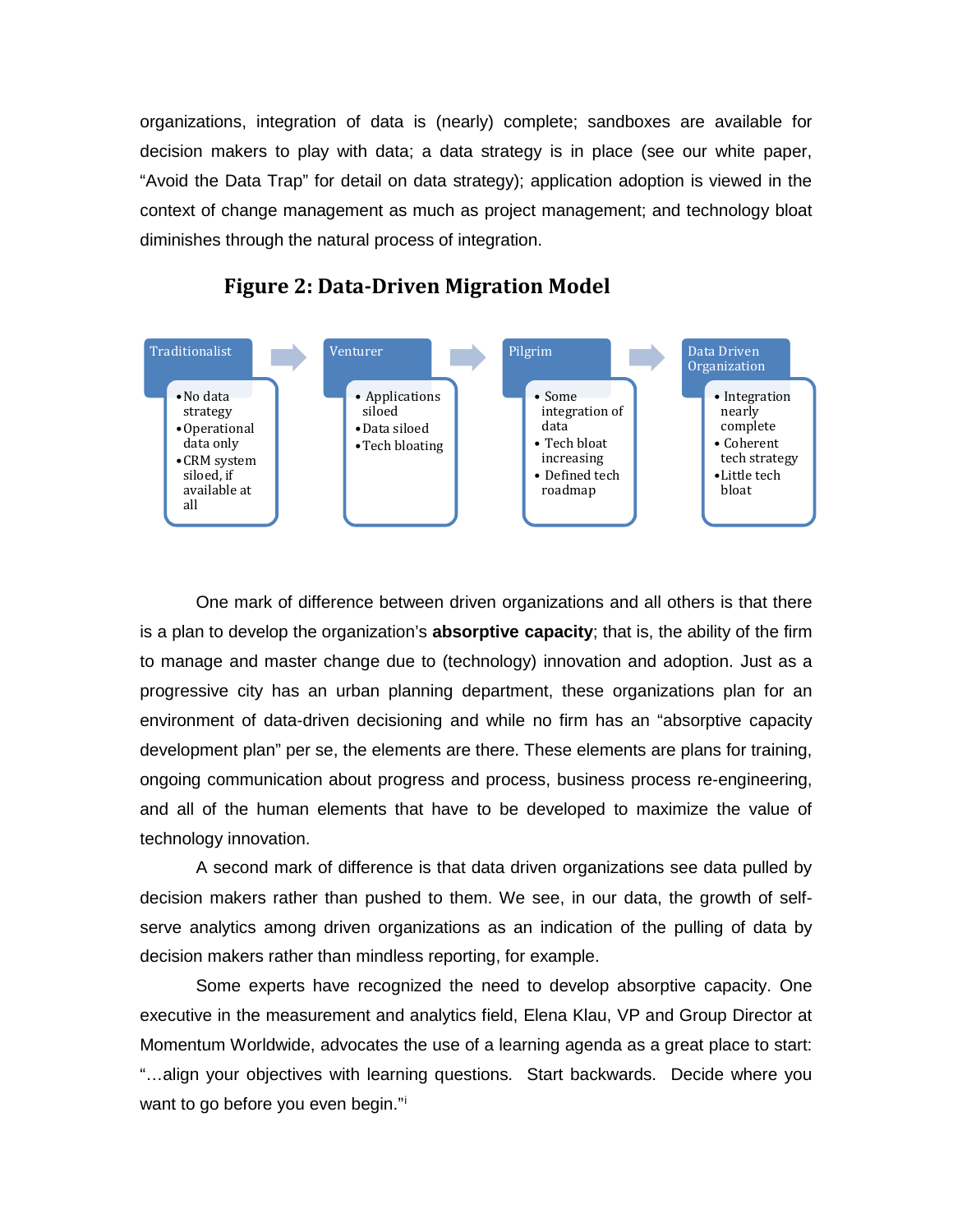organizations, integration of data is (nearly) complete; sandboxes are available for decision makers to play with data; a data strategy is in place (see our white paper, "Avoid the Data Trap" for detail on data strategy); application adoption is viewed in the context of change management as much as project management; and technology bloat diminishes through the natural process of integration.

## Figure 2: Data-Driven Migration Model

**Traditionalist** →
- No data strategy
- Operational data only
- CRM system siloed, if available at all

**Venturer** →
- Applications siloed
- Data siloed
- Tech bloating

**Pilgrim** →
- Some integration of data
- Tech bloat increasing
- Defined tech roadmap

**Data Driven Organization**
- Integration nearly complete
- Coherent tech strategy
- Little tech bloat

One mark of difference between driven organizations and all others is that there is a plan to develop the organization's **absorptive capacity**; that is, the ability of the firm to manage and master change due to (technology) innovation and adoption. Just as a progressive city has an urban planning department, these organizations plan for an environment of data-driven decisioning and while no firm has an "absorptive capacity development plan" per se, the elements are there. These elements are plans for training, ongoing communication about progress and process, business process re-engineering, and all of the human elements that have to be developed to maximize the value of technology innovation.

A second mark of difference is that data driven organizations see data pulled by decision makers rather than pushed to them. We see, in our data, the growth of self-serve analytics among driven organizations as an indication of the pulling of data by decision makers rather than mindless reporting, for example.

Some experts have recognized the need to develop absorptive capacity. One executive in the measurement and analytics field, Elena Klau, VP and Group Director at Momentum Worldwide, advocates the use of a learning agenda as a great place to start: "…align your objectives with learning questions. Start backwards. Decide where you want to go before you even begin."[i]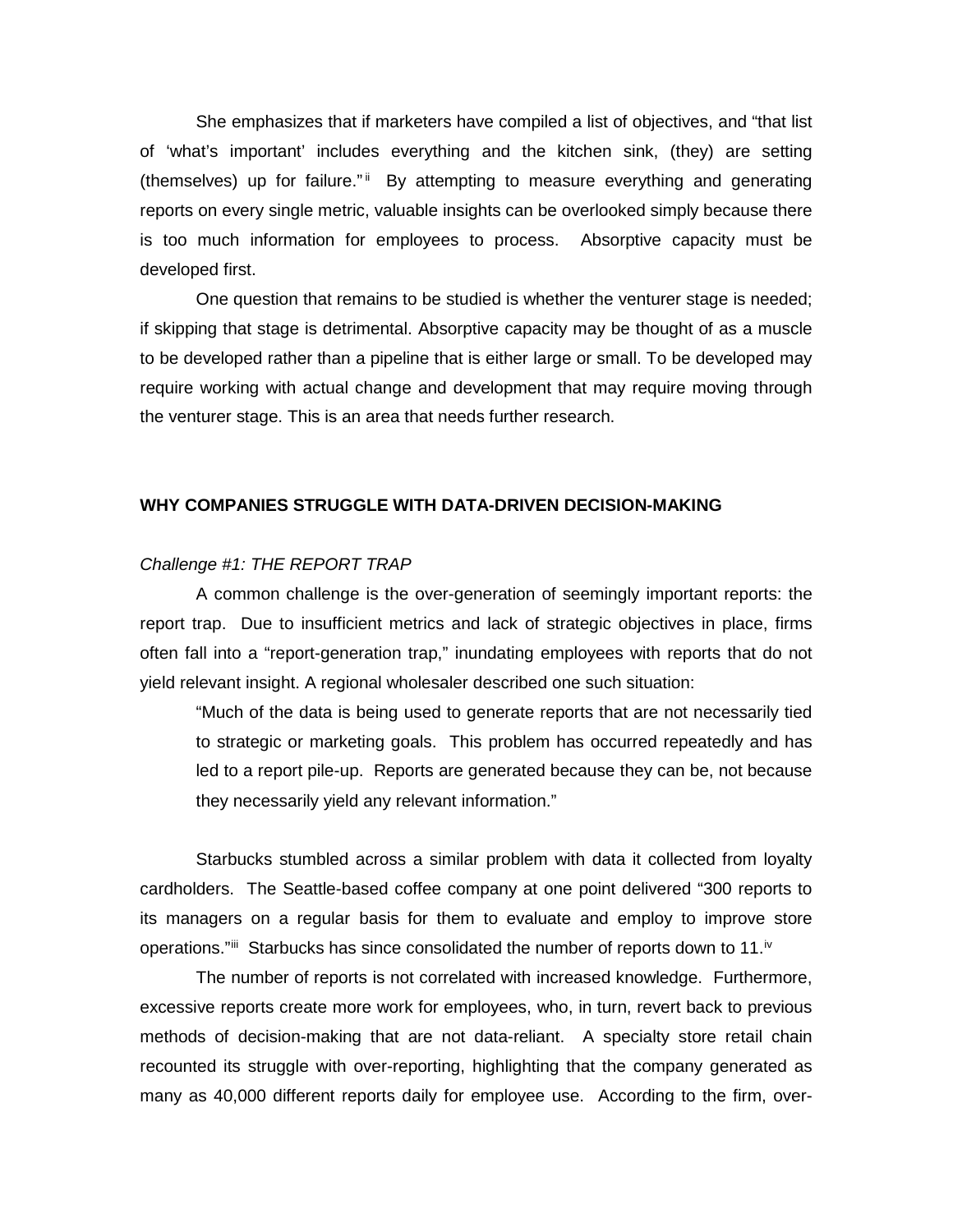She emphasizes that if marketers have compiled a list of objectives, and "that list of 'what's important' includes everything and the kitchen sink, (they) are setting (themselves) up for failure."[ii] By attempting to measure everything and generating reports on every single metric, valuable insights can be overlooked simply because there is too much information for employees to process. Absorptive capacity must be developed first.

One question that remains to be studied is whether the venturer stage is needed; if skipping that stage is detrimental. Absorptive capacity may be thought of as a muscle to be developed rather than a pipeline that is either large or small. To be developed may require working with actual change and development that may require moving through the venturer stage. This is an area that needs further research.

## WHY COMPANIES STRUGGLE WITH DATA-DRIVEN DECISION-MAKING

### *Challenge #1: THE REPORT TRAP*

A common challenge is the over-generation of seemingly important reports: the report trap. Due to insufficient metrics and lack of strategic objectives in place, firms often fall into a "report-generation trap," inundating employees with reports that do not yield relevant insight. A regional wholesaler described one such situation:

> "Much of the data is being used to generate reports that are not necessarily tied to strategic or marketing goals. This problem has occurred repeatedly and has led to a report pile-up. Reports are generated because they can be, not because they necessarily yield any relevant information."

Starbucks stumbled across a similar problem with data it collected from loyalty cardholders. The Seattle-based coffee company at one point delivered "300 reports to its managers on a regular basis for them to evaluate and employ to improve store operations."[iii] Starbucks has since consolidated the number of reports down to 11.[iv]

The number of reports is not correlated with increased knowledge. Furthermore, excessive reports create more work for employees, who, in turn, revert back to previous methods of decision-making that are not data-reliant. A specialty store retail chain recounted its struggle with over-reporting, highlighting that the company generated as many as 40,000 different reports daily for employee use. According to the firm, over-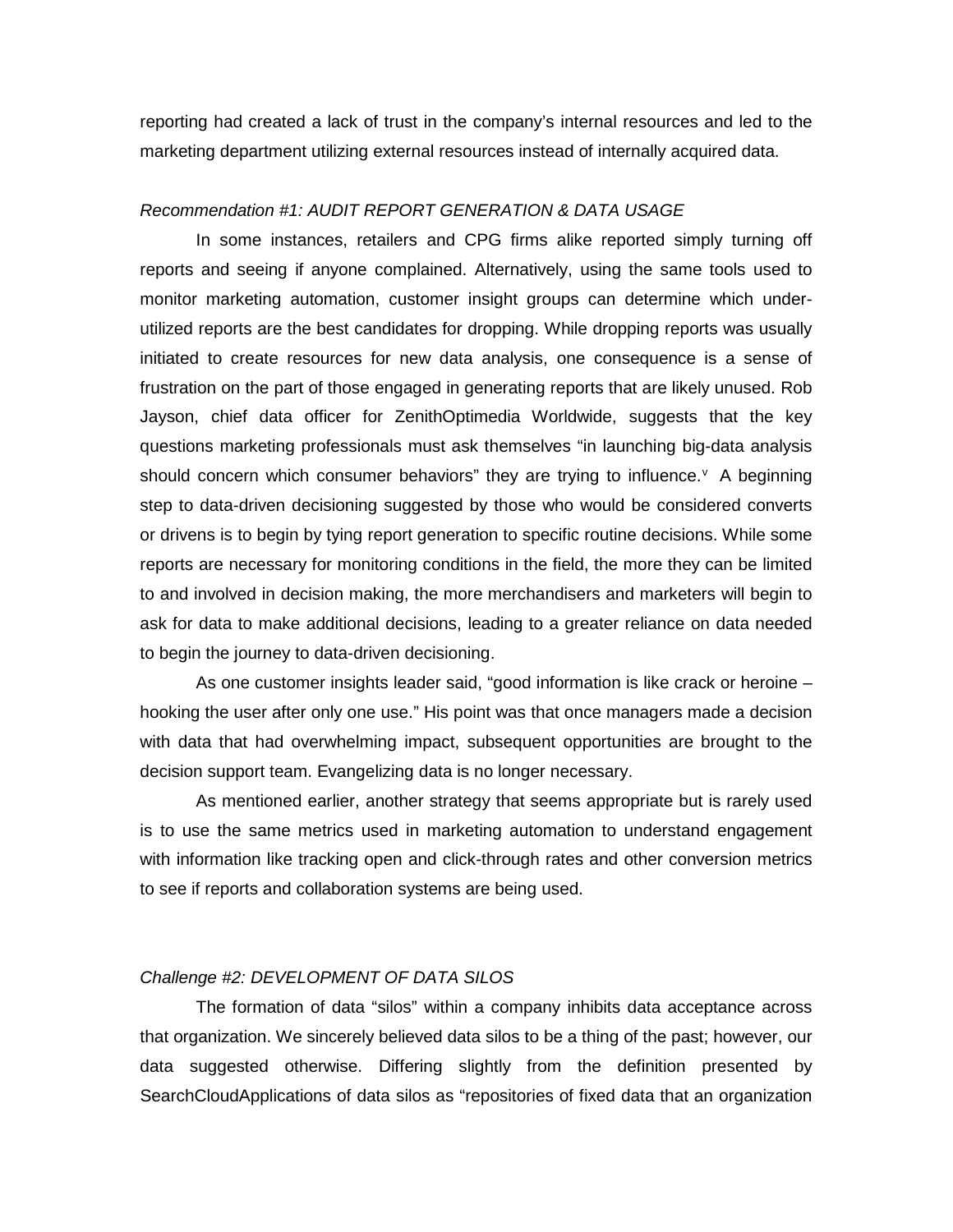reporting had created a lack of trust in the company's internal resources and led to the marketing department utilizing external resources instead of internally acquired data.

*Recommendation #1: AUDIT REPORT GENERATION & DATA USAGE*

In some instances, retailers and CPG firms alike reported simply turning off reports and seeing if anyone complained. Alternatively, using the same tools used to monitor marketing automation, customer insight groups can determine which under-utilized reports are the best candidates for dropping. While dropping reports was usually initiated to create resources for new data analysis, one consequence is a sense of frustration on the part of those engaged in generating reports that are likely unused. Rob Jayson, chief data officer for ZenithOptimedia Worldwide, suggests that the key questions marketing professionals must ask themselves "in launching big-data analysis should concern which consumer behaviors" they are trying to influence.[v] A beginning step to data-driven decisioning suggested by those who would be considered converts or drivens is to begin by tying report generation to specific routine decisions. While some reports are necessary for monitoring conditions in the field, the more they can be limited to and involved in decision making, the more merchandisers and marketers will begin to ask for data to make additional decisions, leading to a greater reliance on data needed to begin the journey to data-driven decisioning.

As one customer insights leader said, "good information is like crack or heroine – hooking the user after only one use." His point was that once managers made a decision with data that had overwhelming impact, subsequent opportunities are brought to the decision support team. Evangelizing data is no longer necessary.

As mentioned earlier, another strategy that seems appropriate but is rarely used is to use the same metrics used in marketing automation to understand engagement with information like tracking open and click-through rates and other conversion metrics to see if reports and collaboration systems are being used.

*Challenge #2: DEVELOPMENT OF DATA SILOS*

The formation of data "silos" within a company inhibits data acceptance across that organization. We sincerely believed data silos to be a thing of the past; however, our data suggested otherwise. Differing slightly from the definition presented by SearchCloudApplications of data silos as "repositories of fixed data that an organization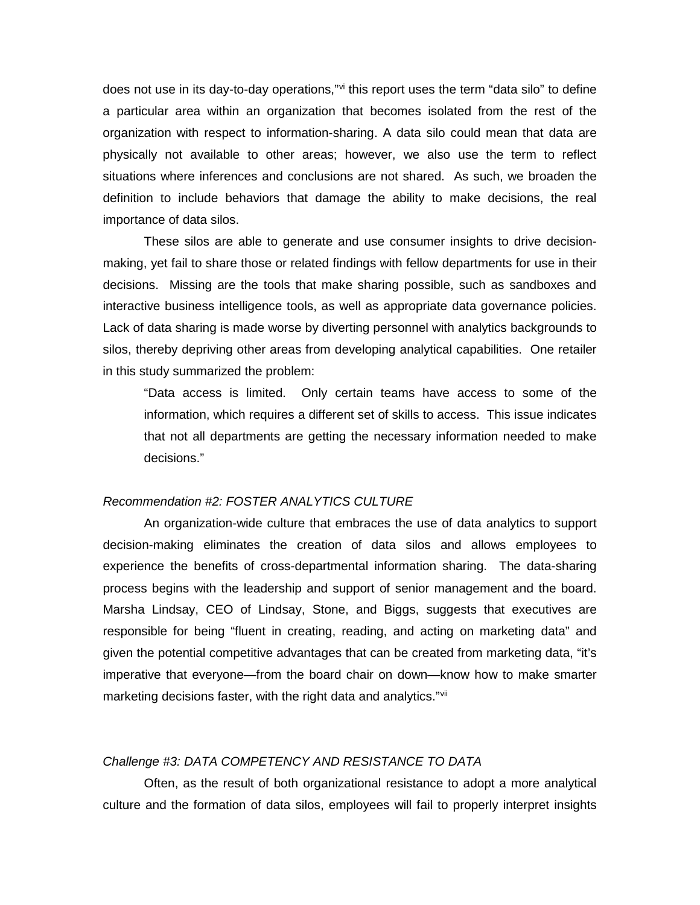does not use in its day-to-day operations,"[vi] this report uses the term "data silo" to define a particular area within an organization that becomes isolated from the rest of the organization with respect to information-sharing. A data silo could mean that data are physically not available to other areas; however, we also use the term to reflect situations where inferences and conclusions are not shared. As such, we broaden the definition to include behaviors that damage the ability to make decisions, the real importance of data silos.

These silos are able to generate and use consumer insights to drive decision-making, yet fail to share those or related findings with fellow departments for use in their decisions. Missing are the tools that make sharing possible, such as sandboxes and interactive business intelligence tools, as well as appropriate data governance policies. Lack of data sharing is made worse by diverting personnel with analytics backgrounds to silos, thereby depriving other areas from developing analytical capabilities. One retailer in this study summarized the problem:

> "Data access is limited. Only certain teams have access to some of the information, which requires a different set of skills to access. This issue indicates that not all departments are getting the necessary information needed to make decisions."

*Recommendation #2: FOSTER ANALYTICS CULTURE*

An organization-wide culture that embraces the use of data analytics to support decision-making eliminates the creation of data silos and allows employees to experience the benefits of cross-departmental information sharing. The data-sharing process begins with the leadership and support of senior management and the board. Marsha Lindsay, CEO of Lindsay, Stone, and Biggs, suggests that executives are responsible for being "fluent in creating, reading, and acting on marketing data" and given the potential competitive advantages that can be created from marketing data, "it's imperative that everyone—from the board chair on down—know how to make smarter marketing decisions faster, with the right data and analytics."[vii]

*Challenge #3: DATA COMPETENCY AND RESISTANCE TO DATA*

Often, as the result of both organizational resistance to adopt a more analytical culture and the formation of data silos, employees will fail to properly interpret insights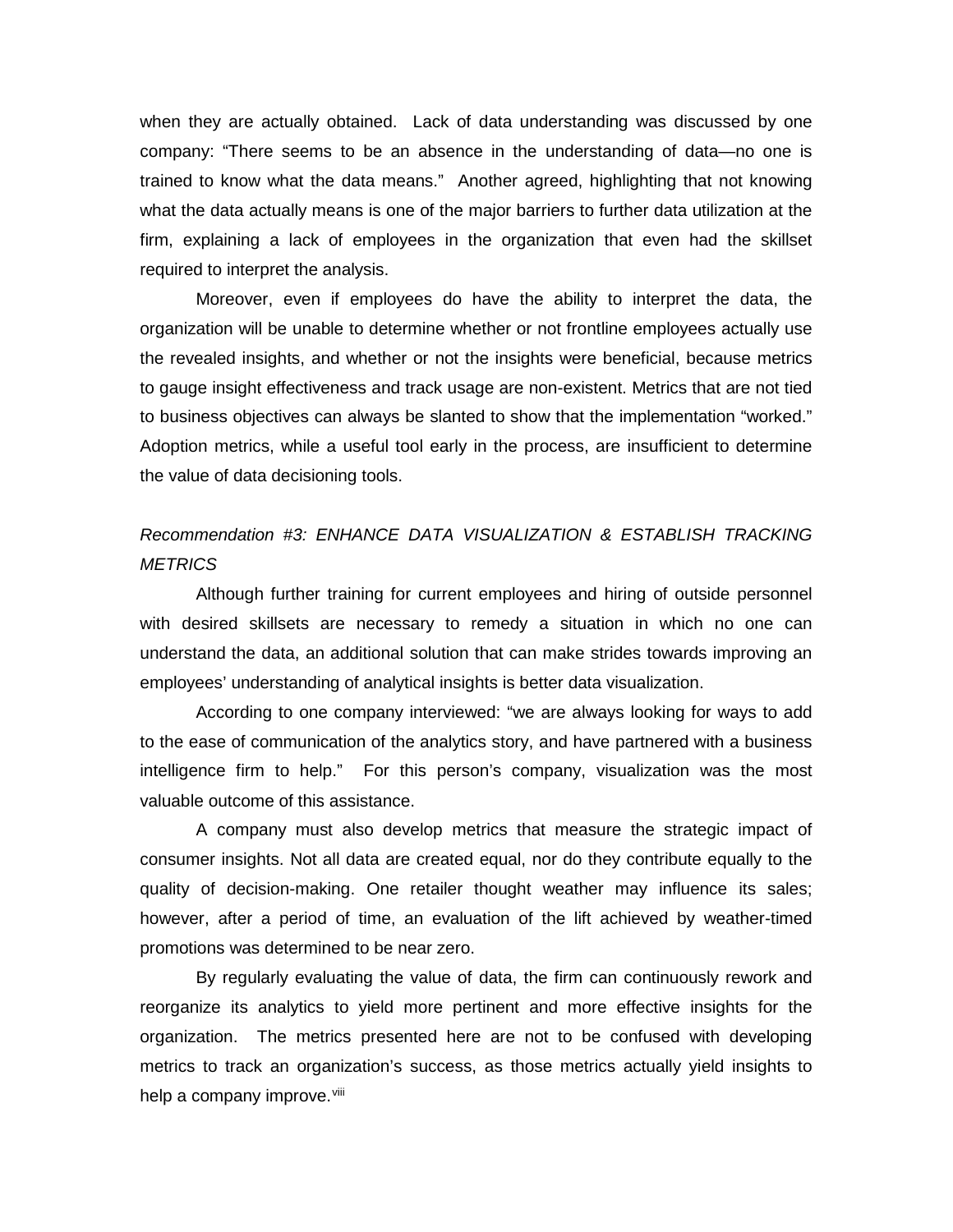when they are actually obtained. Lack of data understanding was discussed by one company: "There seems to be an absence in the understanding of data—no one is trained to know what the data means." Another agreed, highlighting that not knowing what the data actually means is one of the major barriers to further data utilization at the firm, explaining a lack of employees in the organization that even had the skillset required to interpret the analysis.

Moreover, even if employees do have the ability to interpret the data, the organization will be unable to determine whether or not frontline employees actually use the revealed insights, and whether or not the insights were beneficial, because metrics to gauge insight effectiveness and track usage are non-existent. Metrics that are not tied to business objectives can always be slanted to show that the implementation "worked." Adoption metrics, while a useful tool early in the process, are insufficient to determine the value of data decisioning tools.

*Recommendation #3: ENHANCE DATA VISUALIZATION & ESTABLISH TRACKING METRICS*

Although further training for current employees and hiring of outside personnel with desired skillsets are necessary to remedy a situation in which no one can understand the data, an additional solution that can make strides towards improving an employees' understanding of analytical insights is better data visualization.

According to one company interviewed: "we are always looking for ways to add to the ease of communication of the analytics story, and have partnered with a business intelligence firm to help." For this person's company, visualization was the most valuable outcome of this assistance.

A company must also develop metrics that measure the strategic impact of consumer insights. Not all data are created equal, nor do they contribute equally to the quality of decision-making. One retailer thought weather may influence its sales; however, after a period of time, an evaluation of the lift achieved by weather-timed promotions was determined to be near zero.

By regularly evaluating the value of data, the firm can continuously rework and reorganize its analytics to yield more pertinent and more effective insights for the organization. The metrics presented here are not to be confused with developing metrics to track an organization's success, as those metrics actually yield insights to help a company improve.[viii]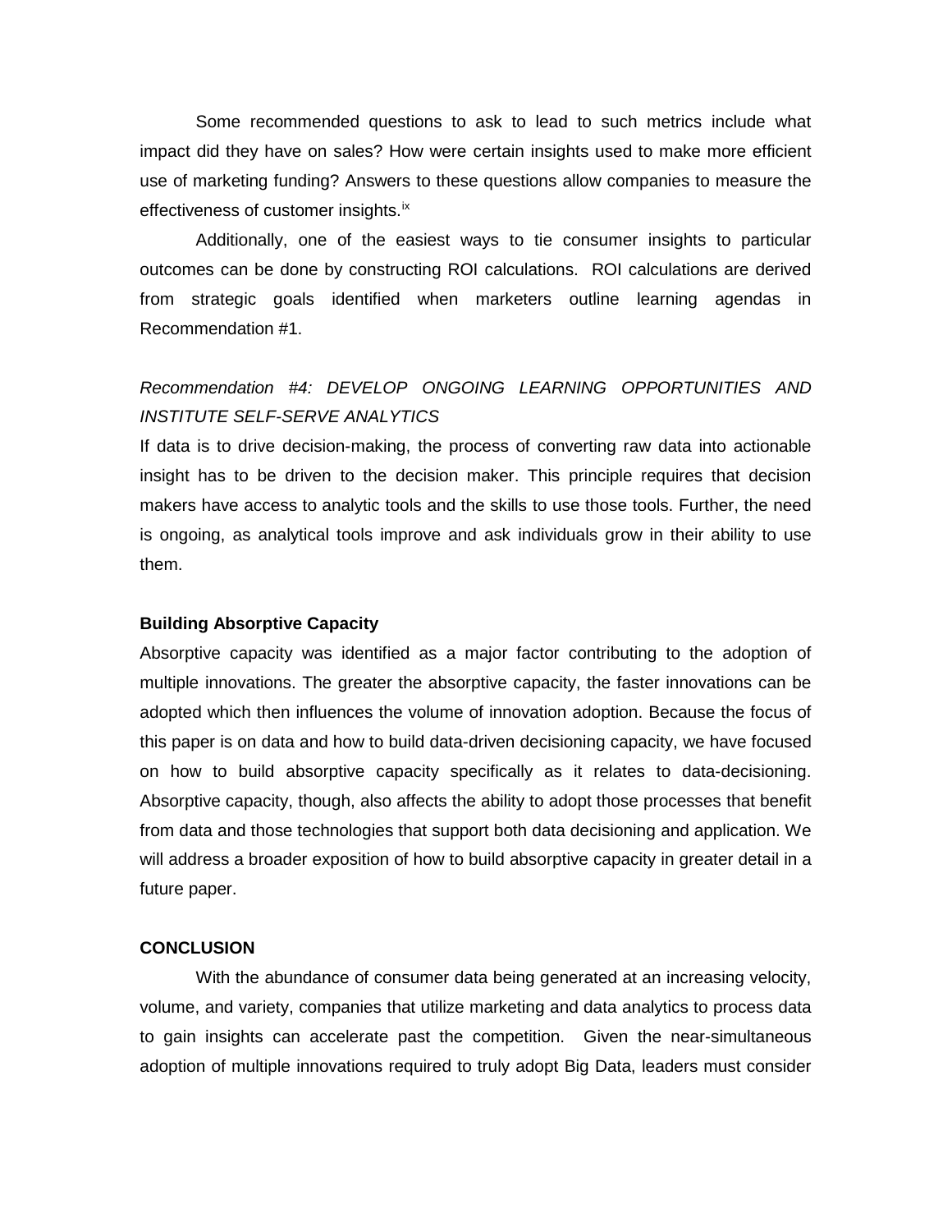Some recommended questions to ask to lead to such metrics include what impact did they have on sales? How were certain insights used to make more efficient use of marketing funding? Answers to these questions allow companies to measure the effectiveness of customer insights.[ix]

Additionally, one of the easiest ways to tie consumer insights to particular outcomes can be done by constructing ROI calculations. ROI calculations are derived from strategic goals identified when marketers outline learning agendas in Recommendation #1.

*Recommendation #4: DEVELOP ONGOING LEARNING OPPORTUNITIES AND INSTITUTE SELF-SERVE ANALYTICS*

If data is to drive decision-making, the process of converting raw data into actionable insight has to be driven to the decision maker. This principle requires that decision makers have access to analytic tools and the skills to use those tools. Further, the need is ongoing, as analytical tools improve and ask individuals grow in their ability to use them.

**Building Absorptive Capacity**

Absorptive capacity was identified as a major factor contributing to the adoption of multiple innovations. The greater the absorptive capacity, the faster innovations can be adopted which then influences the volume of innovation adoption. Because the focus of this paper is on data and how to build data-driven decisioning capacity, we have focused on how to build absorptive capacity specifically as it relates to data-decisioning. Absorptive capacity, though, also affects the ability to adopt those processes that benefit from data and those technologies that support both data decisioning and application. We will address a broader exposition of how to build absorptive capacity in greater detail in a future paper.

**CONCLUSION**

With the abundance of consumer data being generated at an increasing velocity, volume, and variety, companies that utilize marketing and data analytics to process data to gain insights can accelerate past the competition. Given the near-simultaneous adoption of multiple innovations required to truly adopt Big Data, leaders must consider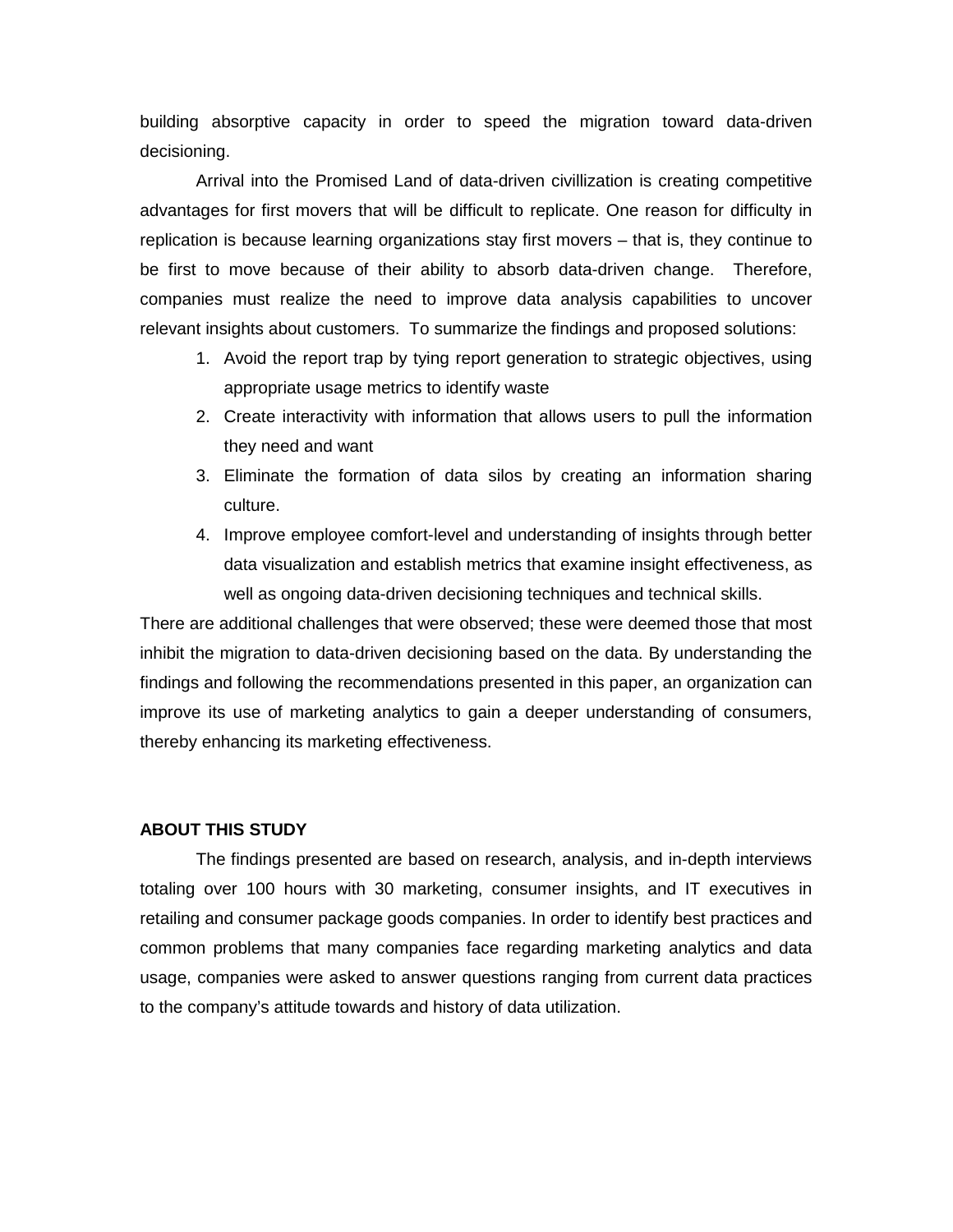building absorptive capacity in order to speed the migration toward data-driven decisioning.

Arrival into the Promised Land of data-driven civillization is creating competitive advantages for first movers that will be difficult to replicate. One reason for difficulty in replication is because learning organizations stay first movers – that is, they continue to be first to move because of their ability to absorb data-driven change. Therefore, companies must realize the need to improve data analysis capabilities to uncover relevant insights about customers. To summarize the findings and proposed solutions:

1. Avoid the report trap by tying report generation to strategic objectives, using appropriate usage metrics to identify waste
2. Create interactivity with information that allows users to pull the information they need and want
3. Eliminate the formation of data silos by creating an information sharing culture.
4. Improve employee comfort-level and understanding of insights through better data visualization and establish metrics that examine insight effectiveness, as well as ongoing data-driven decisioning techniques and technical skills.

There are additional challenges that were observed; these were deemed those that most inhibit the migration to data-driven decisioning based on the data. By understanding the findings and following the recommendations presented in this paper, an organization can improve its use of marketing analytics to gain a deeper understanding of consumers, thereby enhancing its marketing effectiveness.

## ABOUT THIS STUDY

The findings presented are based on research, analysis, and in-depth interviews totaling over 100 hours with 30 marketing, consumer insights, and IT executives in retailing and consumer package goods companies. In order to identify best practices and common problems that many companies face regarding marketing analytics and data usage, companies were asked to answer questions ranging from current data practices to the company's attitude towards and history of data utilization.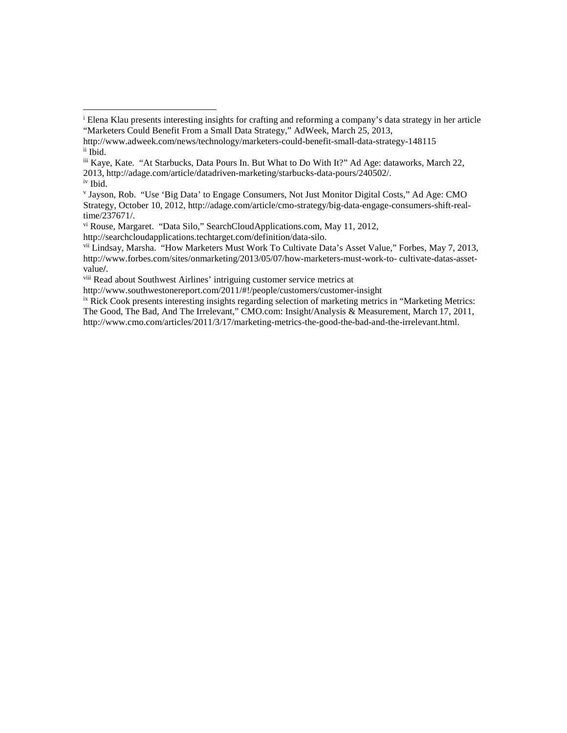[i] Elena Klau presents interesting insights for crafting and reforming a company's data strategy in her article "Marketers Could Benefit From a Small Data Strategy," AdWeek, March 25, 2013, http://www.adweek.com/news/technology/marketers-could-benefit-small-data-strategy-148115

[ii] Ibid.

[iii] Kaye, Kate. "At Starbucks, Data Pours In. But What to Do With It?" Ad Age: dataworks, March 22, 2013, http://adage.com/article/datadriven-marketing/starbucks-data-pours/240502/.

[iv] Ibid.

[v] Jayson, Rob. "Use 'Big Data' to Engage Consumers, Not Just Monitor Digital Costs," Ad Age: CMO Strategy, October 10, 2012, http://adage.com/article/cmo-strategy/big-data-engage-consumers-shift-real-time/237671/.

[vi] Rouse, Margaret. "Data Silo," SearchCloudApplications.com, May 11, 2012, http://searchcloudapplications.techtarget.com/definition/data-silo.

[vii] Lindsay, Marsha. "How Marketers Must Work To Cultivate Data's Asset Value," Forbes, May 7, 2013, http://www.forbes.com/sites/onmarketing/2013/05/07/how-marketers-must-work-to- cultivate-datas-asset-value/.

[viii] Read about Southwest Airlines' intriguing customer service metrics at http://www.southwestonereport.com/2011/#!/people/customers/customer-insight

[ix] Rick Cook presents interesting insights regarding selection of marketing metrics in "Marketing Metrics: The Good, The Bad, And The Irrelevant," CMO.com: Insight/Analysis & Measurement, March 17, 2011, http://www.cmo.com/articles/2011/3/17/marketing-metrics-the-good-the-bad-and-the-irrelevant.html.